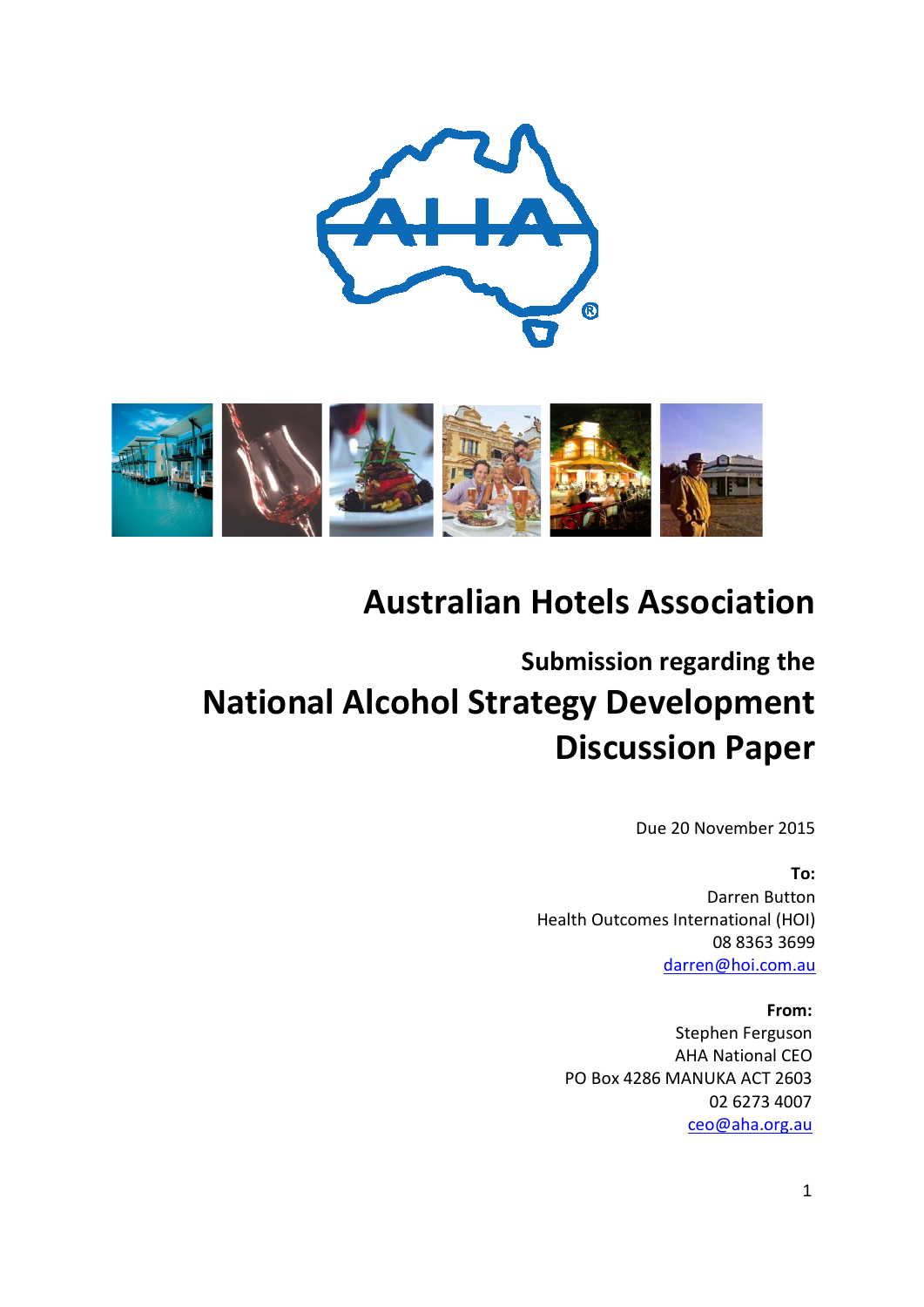# Australian Hotels Association

## Submission regarding the

# National Alcohol Strategy Development Discussion Paper

Due 20 November 2015

**To:**
Darren Button
Health Outcomes International (HOI)
08 8363 3699
darren@hoi.com.au

**From:**
Stephen Ferguson
AHA National CEO
PO Box 4286 MANUKA ACT 2603
02 6273 4007
ceo@aha.org.au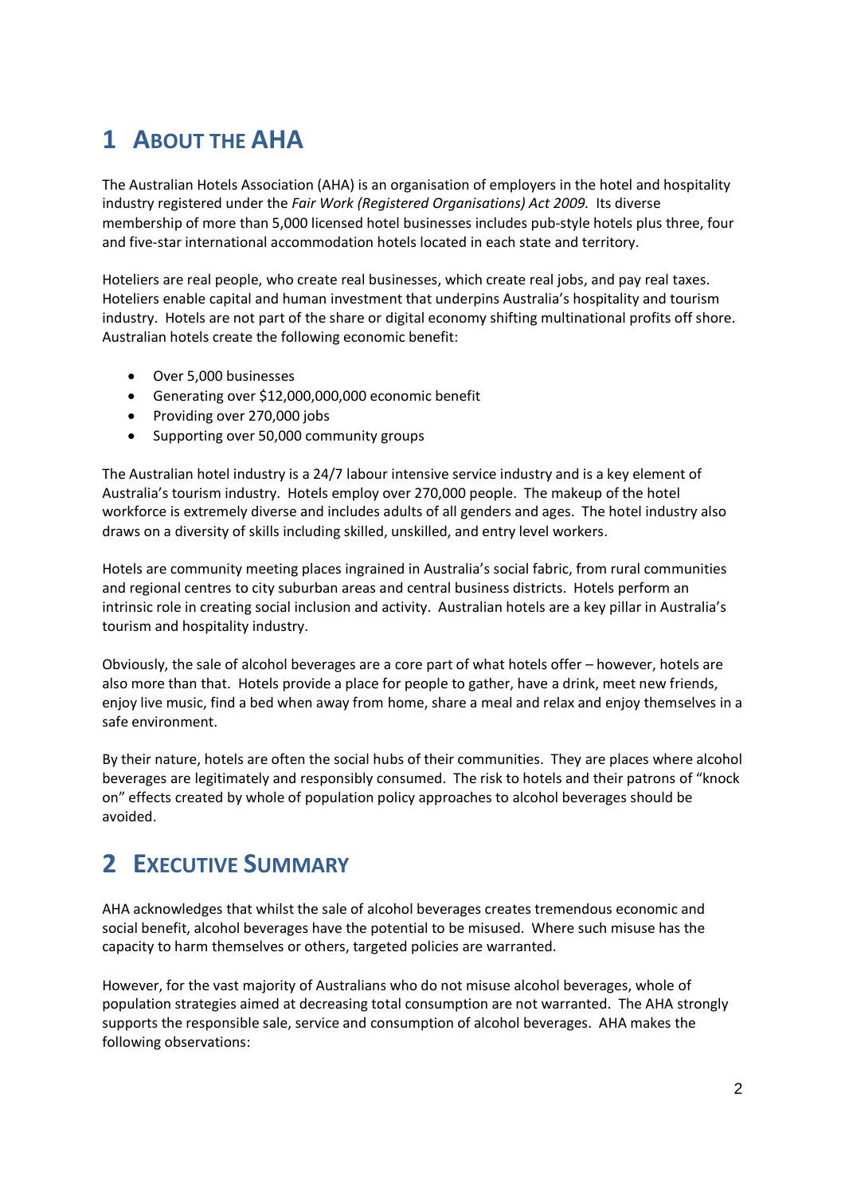# 1 About the AHA

The Australian Hotels Association (AHA) is an organisation of employers in the hotel and hospitality industry registered under the *Fair Work (Registered Organisations) Act 2009.* Its diverse membership of more than 5,000 licensed hotel businesses includes pub-style hotels plus three, four and five-star international accommodation hotels located in each state and territory.

Hoteliers are real people, who create real businesses, which create real jobs, and pay real taxes. Hoteliers enable capital and human investment that underpins Australia's hospitality and tourism industry. Hotels are not part of the share or digital economy shifting multinational profits off shore. Australian hotels create the following economic benefit:

- Over 5,000 businesses
- Generating over $12,000,000,000 economic benefit
- Providing over 270,000 jobs
- Supporting over 50,000 community groups

The Australian hotel industry is a 24/7 labour intensive service industry and is a key element of Australia's tourism industry. Hotels employ over 270,000 people. The makeup of the hotel workforce is extremely diverse and includes adults of all genders and ages. The hotel industry also draws on a diversity of skills including skilled, unskilled, and entry level workers.

Hotels are community meeting places ingrained in Australia's social fabric, from rural communities and regional centres to city suburban areas and central business districts. Hotels perform an intrinsic role in creating social inclusion and activity. Australian hotels are a key pillar in Australia's tourism and hospitality industry.

Obviously, the sale of alcohol beverages are a core part of what hotels offer – however, hotels are also more than that. Hotels provide a place for people to gather, have a drink, meet new friends, enjoy live music, find a bed when away from home, share a meal and relax and enjoy themselves in a safe environment.

By their nature, hotels are often the social hubs of their communities. They are places where alcohol beverages are legitimately and responsibly consumed. The risk to hotels and their patrons of "knock on" effects created by whole of population policy approaches to alcohol beverages should be avoided.

# 2 Executive Summary

AHA acknowledges that whilst the sale of alcohol beverages creates tremendous economic and social benefit, alcohol beverages have the potential to be misused. Where such misuse has the capacity to harm themselves or others, targeted policies are warranted.

However, for the vast majority of Australians who do not misuse alcohol beverages, whole of population strategies aimed at decreasing total consumption are not warranted. The AHA strongly supports the responsible sale, service and consumption of alcohol beverages. AHA makes the following observations: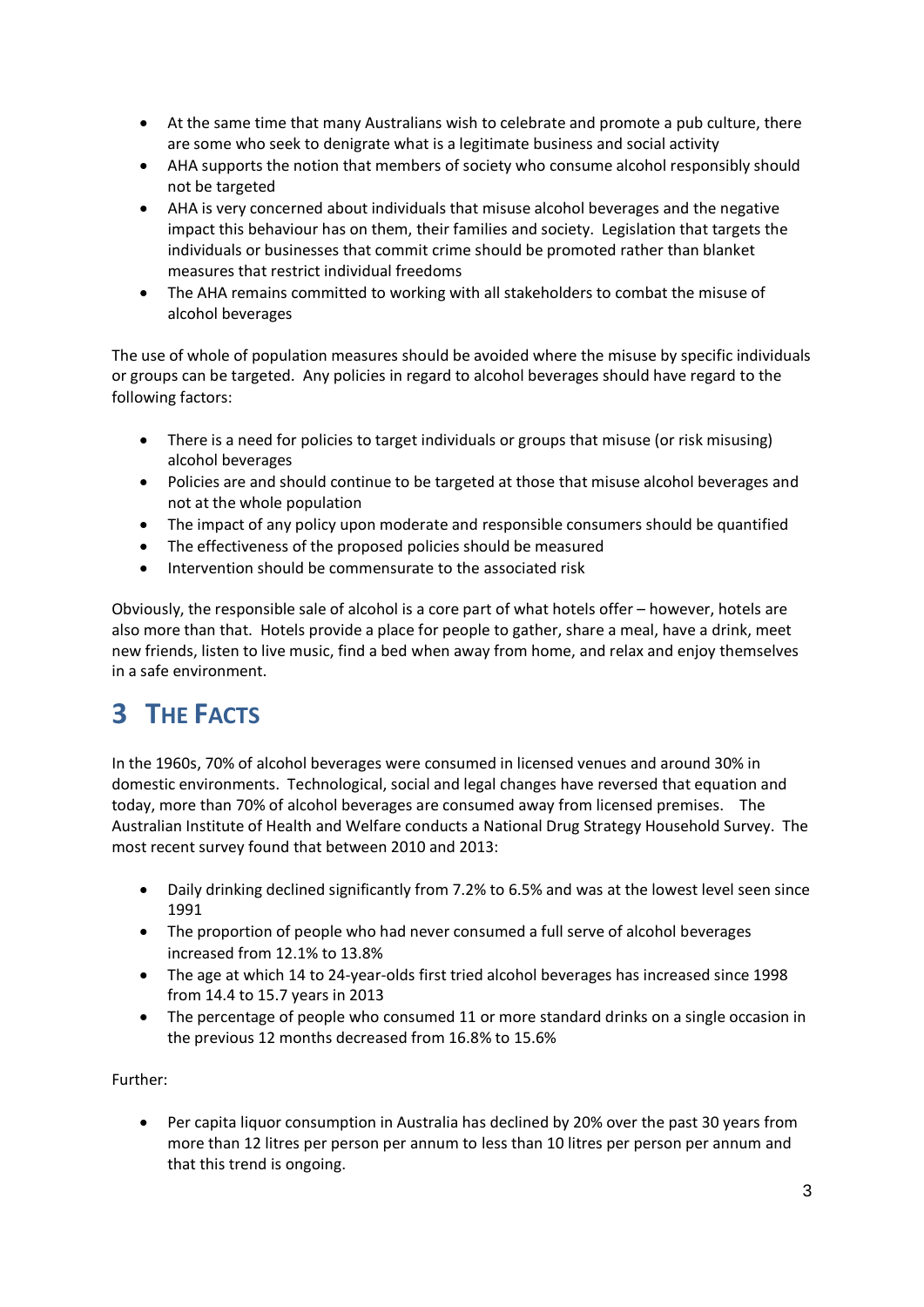- At the same time that many Australians wish to celebrate and promote a pub culture, there are some who seek to denigrate what is a legitimate business and social activity
- AHA supports the notion that members of society who consume alcohol responsibly should not be targeted
- AHA is very concerned about individuals that misuse alcohol beverages and the negative impact this behaviour has on them, their families and society. Legislation that targets the individuals or businesses that commit crime should be promoted rather than blanket measures that restrict individual freedoms
- The AHA remains committed to working with all stakeholders to combat the misuse of alcohol beverages

The use of whole of population measures should be avoided where the misuse by specific individuals or groups can be targeted. Any policies in regard to alcohol beverages should have regard to the following factors:

- There is a need for policies to target individuals or groups that misuse (or risk misusing) alcohol beverages
- Policies are and should continue to be targeted at those that misuse alcohol beverages and not at the whole population
- The impact of any policy upon moderate and responsible consumers should be quantified
- The effectiveness of the proposed policies should be measured
- Intervention should be commensurate to the associated risk

Obviously, the responsible sale of alcohol is a core part of what hotels offer – however, hotels are also more than that. Hotels provide a place for people to gather, share a meal, have a drink, meet new friends, listen to live music, find a bed when away from home, and relax and enjoy themselves in a safe environment.

# 3 The Facts

In the 1960s, 70% of alcohol beverages were consumed in licensed venues and around 30% in domestic environments. Technological, social and legal changes have reversed that equation and today, more than 70% of alcohol beverages are consumed away from licensed premises. The Australian Institute of Health and Welfare conducts a National Drug Strategy Household Survey. The most recent survey found that between 2010 and 2013:

- Daily drinking declined significantly from 7.2% to 6.5% and was at the lowest level seen since 1991
- The proportion of people who had never consumed a full serve of alcohol beverages increased from 12.1% to 13.8%
- The age at which 14 to 24-year-olds first tried alcohol beverages has increased since 1998 from 14.4 to 15.7 years in 2013
- The percentage of people who consumed 11 or more standard drinks on a single occasion in the previous 12 months decreased from 16.8% to 15.6%

Further:

- Per capita liquor consumption in Australia has declined by 20% over the past 30 years from more than 12 litres per person per annum to less than 10 litres per person per annum and that this trend is ongoing.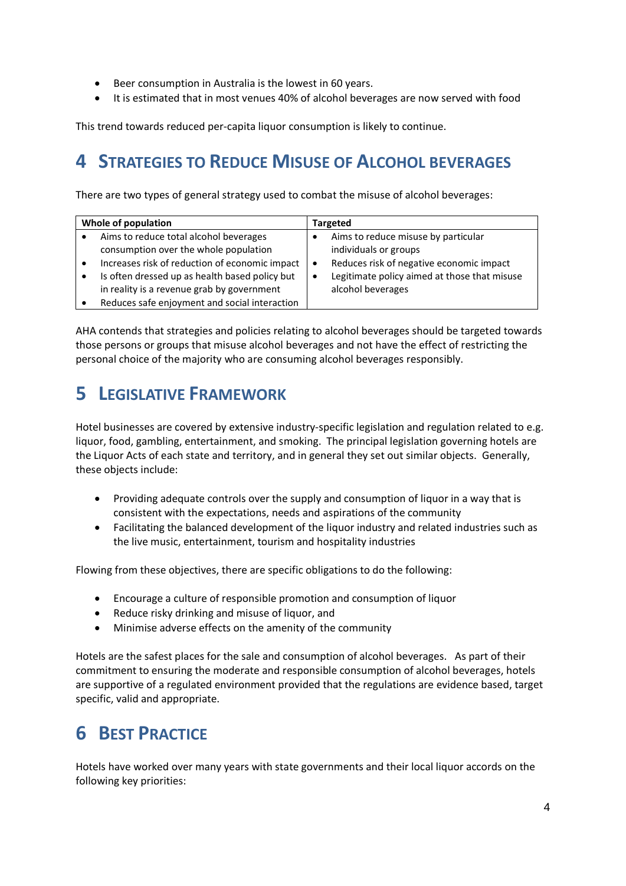- Beer consumption in Australia is the lowest in 60 years.
- It is estimated that in most venues 40% of alcohol beverages are now served with food

This trend towards reduced per-capita liquor consumption is likely to continue.

## 4 Strategies to Reduce Misuse of Alcohol Beverages

There are two types of general strategy used to combat the misuse of alcohol beverages:

| Whole of population | Targeted |
|---|---|
| • Aims to reduce total alcohol beverages consumption over the whole population<br>• Increases risk of reduction of economic impact<br>• Is often dressed up as health based policy but in reality is a revenue grab by government<br>• Reduces safe enjoyment and social interaction | • Aims to reduce misuse by particular individuals or groups<br>• Reduces risk of negative economic impact<br>• Legitimate policy aimed at those that misuse alcohol beverages |

AHA contends that strategies and policies relating to alcohol beverages should be targeted towards those persons or groups that misuse alcohol beverages and not have the effect of restricting the personal choice of the majority who are consuming alcohol beverages responsibly.

## 5 Legislative Framework

Hotel businesses are covered by extensive industry-specific legislation and regulation related to e.g. liquor, food, gambling, entertainment, and smoking. The principal legislation governing hotels are the Liquor Acts of each state and territory, and in general they set out similar objects. Generally, these objects include:

- Providing adequate controls over the supply and consumption of liquor in a way that is consistent with the expectations, needs and aspirations of the community
- Facilitating the balanced development of the liquor industry and related industries such as the live music, entertainment, tourism and hospitality industries

Flowing from these objectives, there are specific obligations to do the following:

- Encourage a culture of responsible promotion and consumption of liquor
- Reduce risky drinking and misuse of liquor, and
- Minimise adverse effects on the amenity of the community

Hotels are the safest places for the sale and consumption of alcohol beverages. As part of their commitment to ensuring the moderate and responsible consumption of alcohol beverages, hotels are supportive of a regulated environment provided that the regulations are evidence based, target specific, valid and appropriate.

## 6 Best Practice

Hotels have worked over many years with state governments and their local liquor accords on the following key priorities: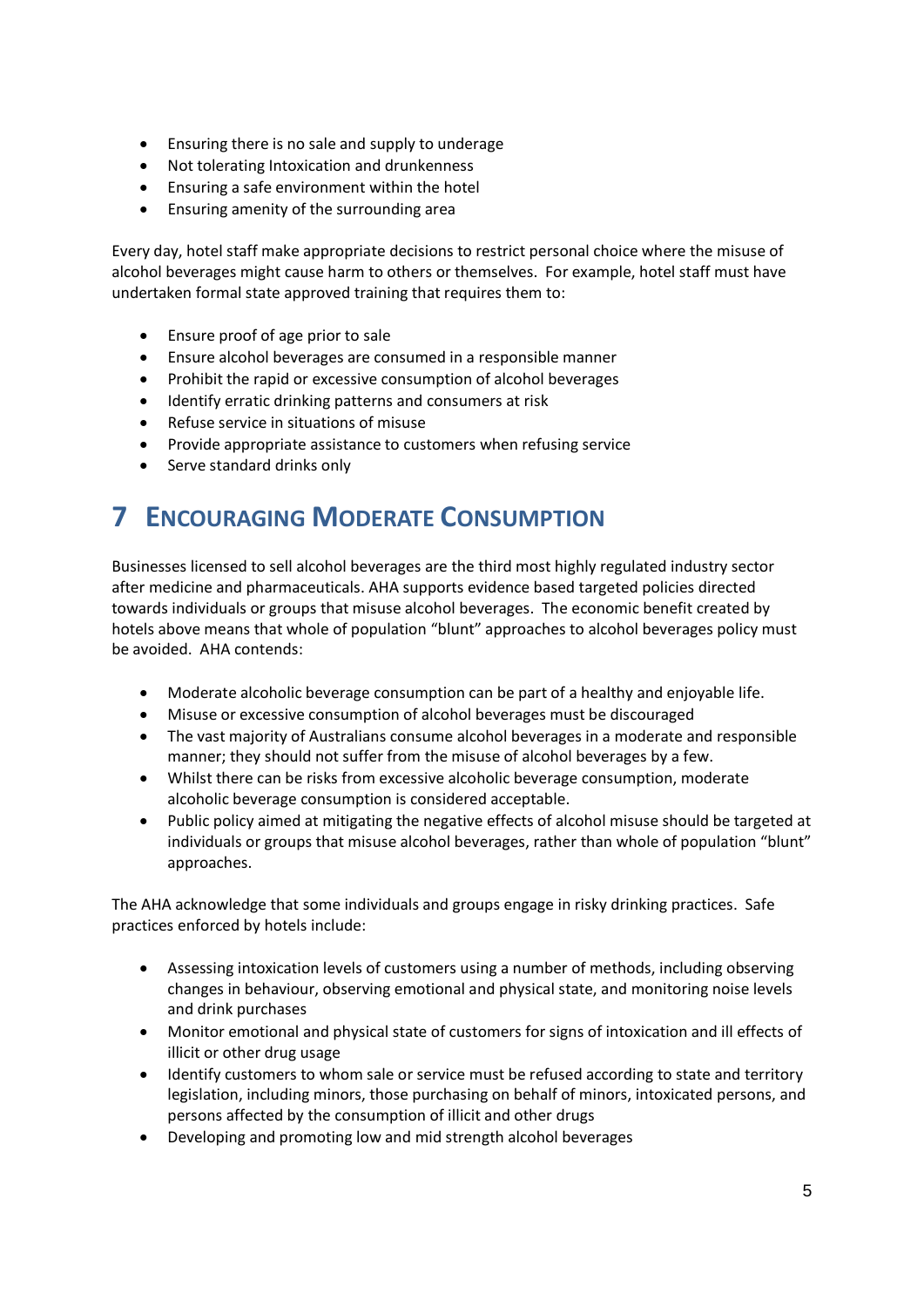- Ensuring there is no sale and supply to underage
- Not tolerating Intoxication and drunkenness
- Ensuring a safe environment within the hotel
- Ensuring amenity of the surrounding area

Every day, hotel staff make appropriate decisions to restrict personal choice where the misuse of alcohol beverages might cause harm to others or themselves. For example, hotel staff must have undertaken formal state approved training that requires them to:

- Ensure proof of age prior to sale
- Ensure alcohol beverages are consumed in a responsible manner
- Prohibit the rapid or excessive consumption of alcohol beverages
- Identify erratic drinking patterns and consumers at risk
- Refuse service in situations of misuse
- Provide appropriate assistance to customers when refusing service
- Serve standard drinks only

# 7 Encouraging Moderate Consumption

Businesses licensed to sell alcohol beverages are the third most highly regulated industry sector after medicine and pharmaceuticals. AHA supports evidence based targeted policies directed towards individuals or groups that misuse alcohol beverages. The economic benefit created by hotels above means that whole of population "blunt" approaches to alcohol beverages policy must be avoided. AHA contends:

- Moderate alcoholic beverage consumption can be part of a healthy and enjoyable life.
- Misuse or excessive consumption of alcohol beverages must be discouraged
- The vast majority of Australians consume alcohol beverages in a moderate and responsible manner; they should not suffer from the misuse of alcohol beverages by a few.
- Whilst there can be risks from excessive alcoholic beverage consumption, moderate alcoholic beverage consumption is considered acceptable.
- Public policy aimed at mitigating the negative effects of alcohol misuse should be targeted at individuals or groups that misuse alcohol beverages, rather than whole of population "blunt" approaches.

The AHA acknowledge that some individuals and groups engage in risky drinking practices. Safe practices enforced by hotels include:

- Assessing intoxication levels of customers using a number of methods, including observing changes in behaviour, observing emotional and physical state, and monitoring noise levels and drink purchases
- Monitor emotional and physical state of customers for signs of intoxication and ill effects of illicit or other drug usage
- Identify customers to whom sale or service must be refused according to state and territory legislation, including minors, those purchasing on behalf of minors, intoxicated persons, and persons affected by the consumption of illicit and other drugs
- Developing and promoting low and mid strength alcohol beverages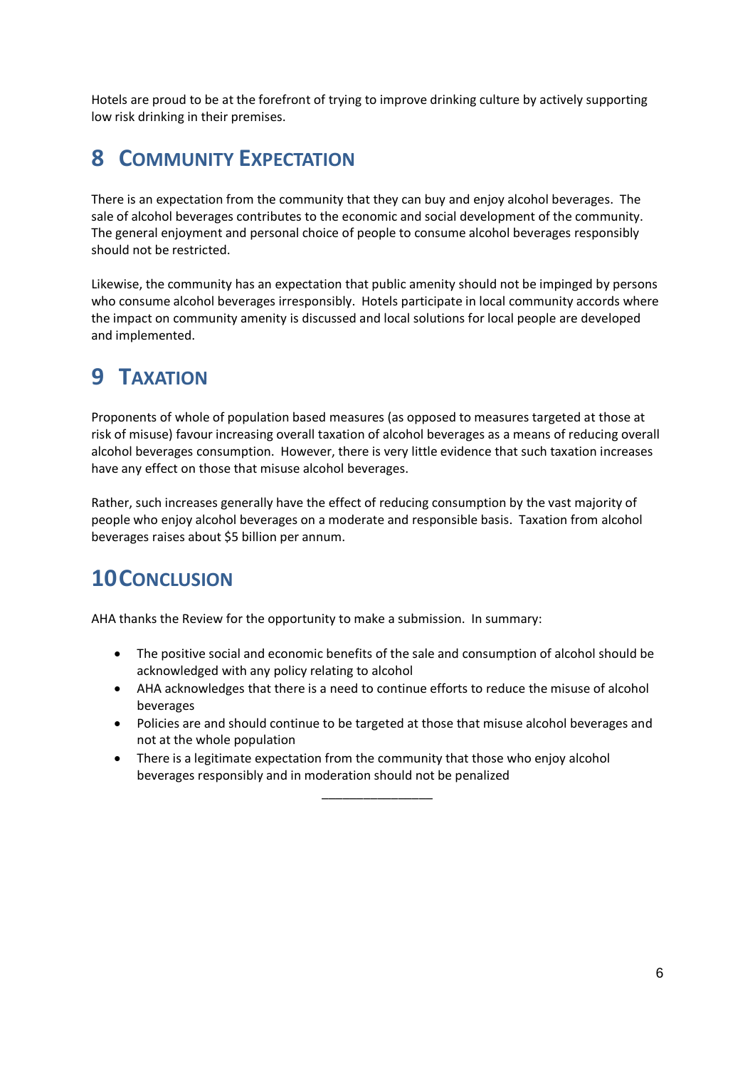Hotels are proud to be at the forefront of trying to improve drinking culture by actively supporting low risk drinking in their premises.

# 8 Community Expectation

There is an expectation from the community that they can buy and enjoy alcohol beverages. The sale of alcohol beverages contributes to the economic and social development of the community. The general enjoyment and personal choice of people to consume alcohol beverages responsibly should not be restricted.

Likewise, the community has an expectation that public amenity should not be impinged by persons who consume alcohol beverages irresponsibly. Hotels participate in local community accords where the impact on community amenity is discussed and local solutions for local people are developed and implemented.

# 9 Taxation

Proponents of whole of population based measures (as opposed to measures targeted at those at risk of misuse) favour increasing overall taxation of alcohol beverages as a means of reducing overall alcohol beverages consumption. However, there is very little evidence that such taxation increases have any effect on those that misuse alcohol beverages.

Rather, such increases generally have the effect of reducing consumption by the vast majority of people who enjoy alcohol beverages on a moderate and responsible basis. Taxation from alcohol beverages raises about $5 billion per annum.

# 10 Conclusion

AHA thanks the Review for the opportunity to make a submission. In summary:

- The positive social and economic benefits of the sale and consumption of alcohol should be acknowledged with any policy relating to alcohol
- AHA acknowledges that there is a need to continue efforts to reduce the misuse of alcohol beverages
- Policies are and should continue to be targeted at those that misuse alcohol beverages and not at the whole population
- There is a legitimate expectation from the community that those who enjoy alcohol beverages responsibly and in moderation should not be penalized

\_\_\_\_\_\_\_\_\_\_\_\_\_\_\_\_